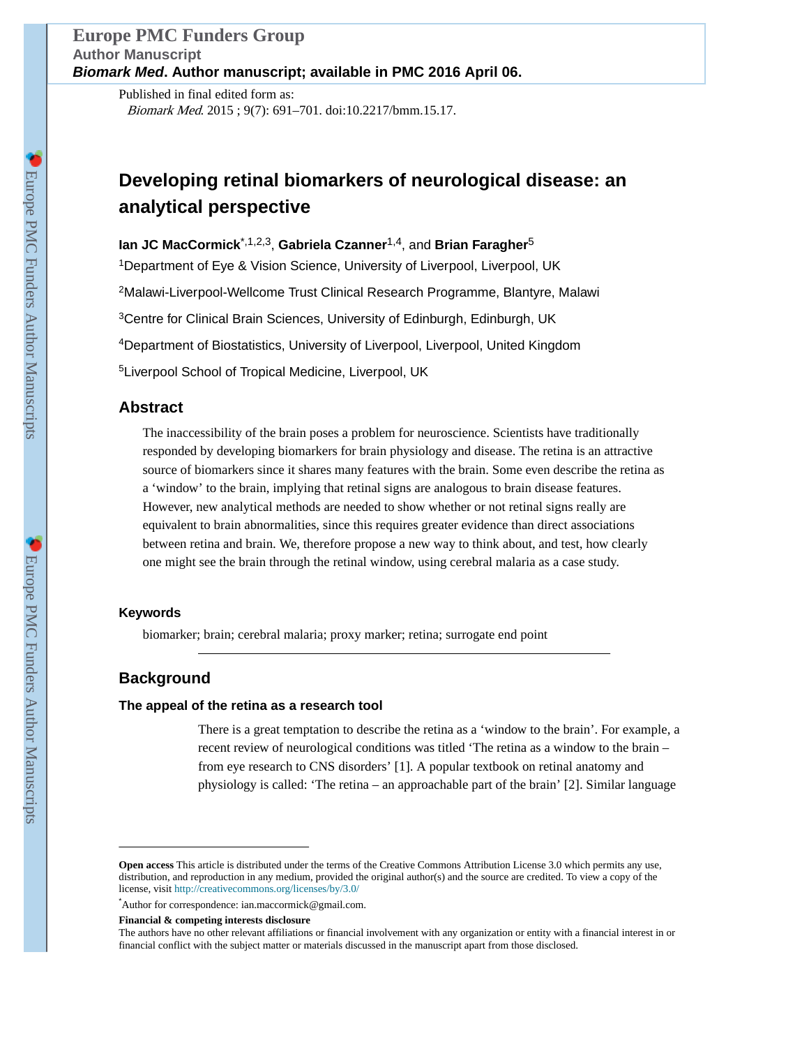Europe PMC Funders Group
Author Manuscript
*Biomark Med*. Author manuscript; available in PMC 2016 April 06.

Published in final edited form as:
*Biomark Med*. 2015 ; 9(7): 691–701. doi:10.2217/bmm.15.17.

# Developing retinal biomarkers of neurological disease: an analytical perspective

**Ian JC MacCormick**[*,1,2,3], **Gabriela Czanner**[1,4], and **Brian Faragher**[5]

[1]Department of Eye & Vision Science, University of Liverpool, Liverpool, UK

[2]Malawi-Liverpool-Wellcome Trust Clinical Research Programme, Blantyre, Malawi

[3]Centre for Clinical Brain Sciences, University of Edinburgh, Edinburgh, UK

[4]Department of Biostatistics, University of Liverpool, Liverpool, United Kingdom

[5]Liverpool School of Tropical Medicine, Liverpool, UK

## Abstract

The inaccessibility of the brain poses a problem for neuroscience. Scientists have traditionally responded by developing biomarkers for brain physiology and disease. The retina is an attractive source of biomarkers since it shares many features with the brain. Some even describe the retina as a 'window' to the brain, implying that retinal signs are analogous to brain disease features. However, new analytical methods are needed to show whether or not retinal signs really are equivalent to brain abnormalities, since this requires greater evidence than direct associations between retina and brain. We, therefore propose a new way to think about, and test, how clearly one might see the brain through the retinal window, using cerebral malaria as a case study.

### Keywords

biomarker; brain; cerebral malaria; proxy marker; retina; surrogate end point

## Background

### The appeal of the retina as a research tool

There is a great temptation to describe the retina as a 'window to the brain'. For example, a recent review of neurological conditions was titled 'The retina as a window to the brain – from eye research to CNS disorders' [1]. A popular textbook on retinal anatomy and physiology is called: 'The retina – an approachable part of the brain' [2]. Similar language

---

**Open access** This article is distributed under the terms of the Creative Commons Attribution License 3.0 which permits any use, distribution, and reproduction in any medium, provided the original author(s) and the source are credited. To view a copy of the license, visit http://creativecommons.org/licenses/by/3.0/

*Author for correspondence: ian.maccormick@gmail.com.

**Financial & competing interests disclosure**
The authors have no other relevant affiliations or financial involvement with any organization or entity with a financial interest in or financial conflict with the subject matter or materials discussed in the manuscript apart from those disclosed.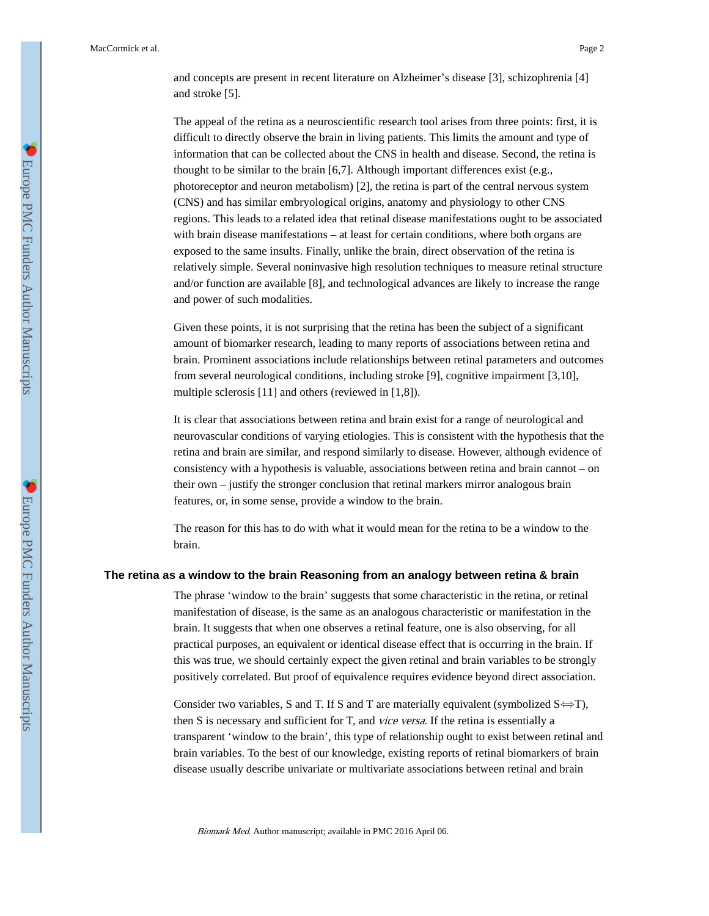and concepts are present in recent literature on Alzheimer's disease [3], schizophrenia [4] and stroke [5].

The appeal of the retina as a neuroscientific research tool arises from three points: first, it is difficult to directly observe the brain in living patients. This limits the amount and type of information that can be collected about the CNS in health and disease. Second, the retina is thought to be similar to the brain [6,7]. Although important differences exist (e.g., photoreceptor and neuron metabolism) [2], the retina is part of the central nervous system (CNS) and has similar embryological origins, anatomy and physiology to other CNS regions. This leads to a related idea that retinal disease manifestations ought to be associated with brain disease manifestations – at least for certain conditions, where both organs are exposed to the same insults. Finally, unlike the brain, direct observation of the retina is relatively simple. Several noninvasive high resolution techniques to measure retinal structure and/or function are available [8], and technological advances are likely to increase the range and power of such modalities.

Given these points, it is not surprising that the retina has been the subject of a significant amount of biomarker research, leading to many reports of associations between retina and brain. Prominent associations include relationships between retinal parameters and outcomes from several neurological conditions, including stroke [9], cognitive impairment [3,10], multiple sclerosis [11] and others (reviewed in [1,8]).

It is clear that associations between retina and brain exist for a range of neurological and neurovascular conditions of varying etiologies. This is consistent with the hypothesis that the retina and brain are similar, and respond similarly to disease. However, although evidence of consistency with a hypothesis is valuable, associations between retina and brain cannot – on their own – justify the stronger conclusion that retinal markers mirror analogous brain features, or, in some sense, provide a window to the brain.

The reason for this has to do with what it would mean for the retina to be a window to the brain.

## The retina as a window to the brain Reasoning from an analogy between retina & brain

The phrase 'window to the brain' suggests that some characteristic in the retina, or retinal manifestation of disease, is the same as an analogous characteristic or manifestation in the brain. It suggests that when one observes a retinal feature, one is also observing, for all practical purposes, an equivalent or identical disease effect that is occurring in the brain. If this was true, we should certainly expect the given retinal and brain variables to be strongly positively correlated. But proof of equivalence requires evidence beyond direct association.

Consider two variables, S and T. If S and T are materially equivalent (symbolized $S \Leftrightarrow T$), then S is necessary and sufficient for T, and *vice versa*. If the retina is essentially a transparent 'window to the brain', this type of relationship ought to exist between retinal and brain variables. To the best of our knowledge, existing reports of retinal biomarkers of brain disease usually describe univariate or multivariate associations between retinal and brain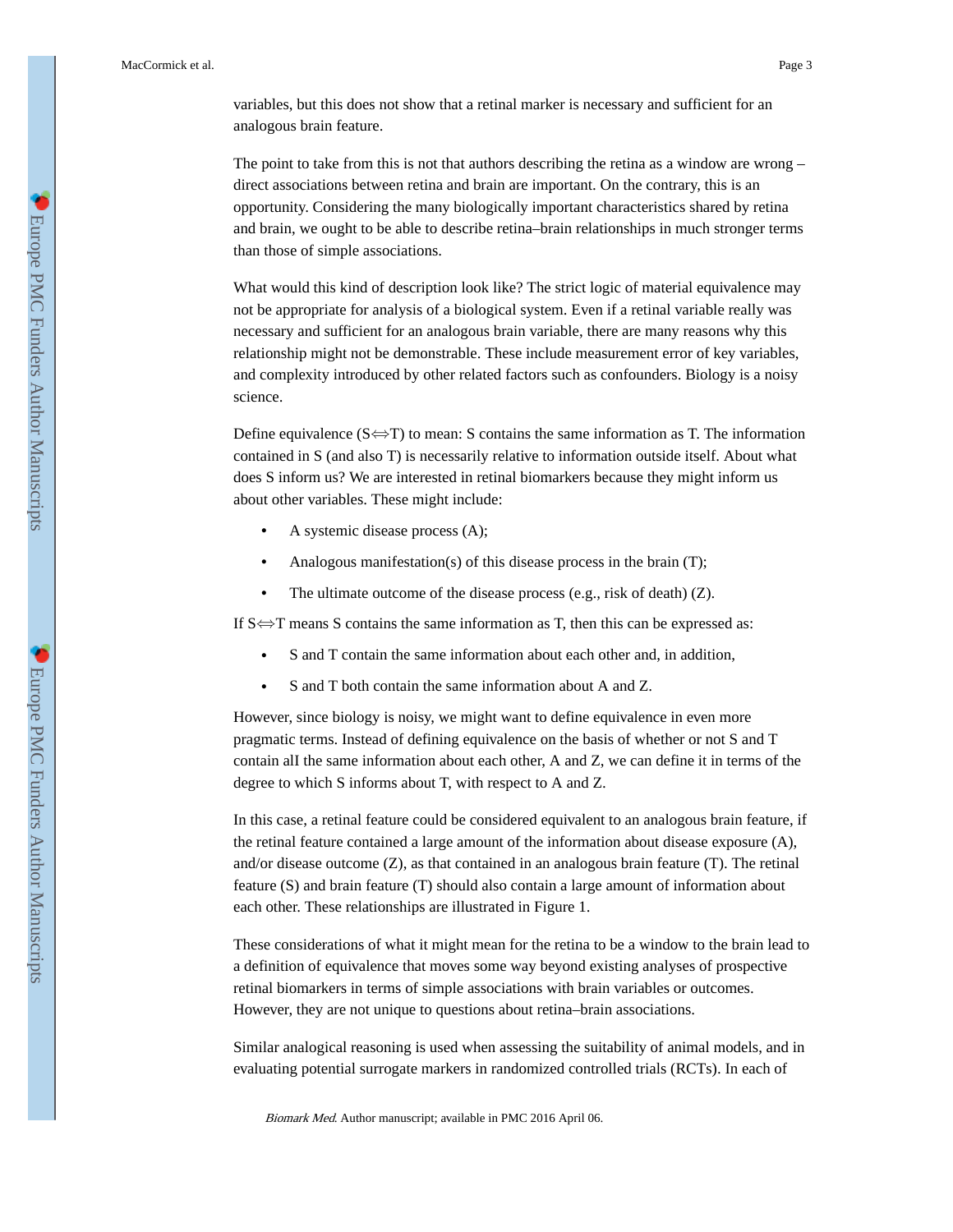variables, but this does not show that a retinal marker is necessary and sufficient for an analogous brain feature.

The point to take from this is not that authors describing the retina as a window are wrong – direct associations between retina and brain are important. On the contrary, this is an opportunity. Considering the many biologically important characteristics shared by retina and brain, we ought to be able to describe retina–brain relationships in much stronger terms than those of simple associations.

What would this kind of description look like? The strict logic of material equivalence may not be appropriate for analysis of a biological system. Even if a retinal variable really was necessary and sufficient for an analogous brain variable, there are many reasons why this relationship might not be demonstrable. These include measurement error of key variables, and complexity introduced by other related factors such as confounders. Biology is a noisy science.

Define equivalence ($S \Leftrightarrow T$) to mean: S contains the same information as T. The information contained in S (and also T) is necessarily relative to information outside itself. About what does S inform us? We are interested in retinal biomarkers because they might inform us about other variables. These might include:

- A systemic disease process (A);
- Analogous manifestation(s) of this disease process in the brain (T);
- The ultimate outcome of the disease process (e.g., risk of death) (Z).

If $S \Leftrightarrow T$ means S contains the same information as T, then this can be expressed as:

- S and T contain the same information about each other and, in addition,
- S and T both contain the same information about A and Z.

However, since biology is noisy, we might want to define equivalence in even more pragmatic terms. Instead of defining equivalence on the basis of whether or not S and T contain alI the same information about each other, A and Z, we can define it in terms of the degree to which S informs about T, with respect to A and Z.

In this case, a retinal feature could be considered equivalent to an analogous brain feature, if the retinal feature contained a large amount of the information about disease exposure (A), and/or disease outcome (Z), as that contained in an analogous brain feature (T). The retinal feature (S) and brain feature (T) should also contain a large amount of information about each other. These relationships are illustrated in Figure 1.

These considerations of what it might mean for the retina to be a window to the brain lead to a definition of equivalence that moves some way beyond existing analyses of prospective retinal biomarkers in terms of simple associations with brain variables or outcomes. However, they are not unique to questions about retina–brain associations.

Similar analogical reasoning is used when assessing the suitability of animal models, and in evaluating potential surrogate markers in randomized controlled trials (RCTs). In each of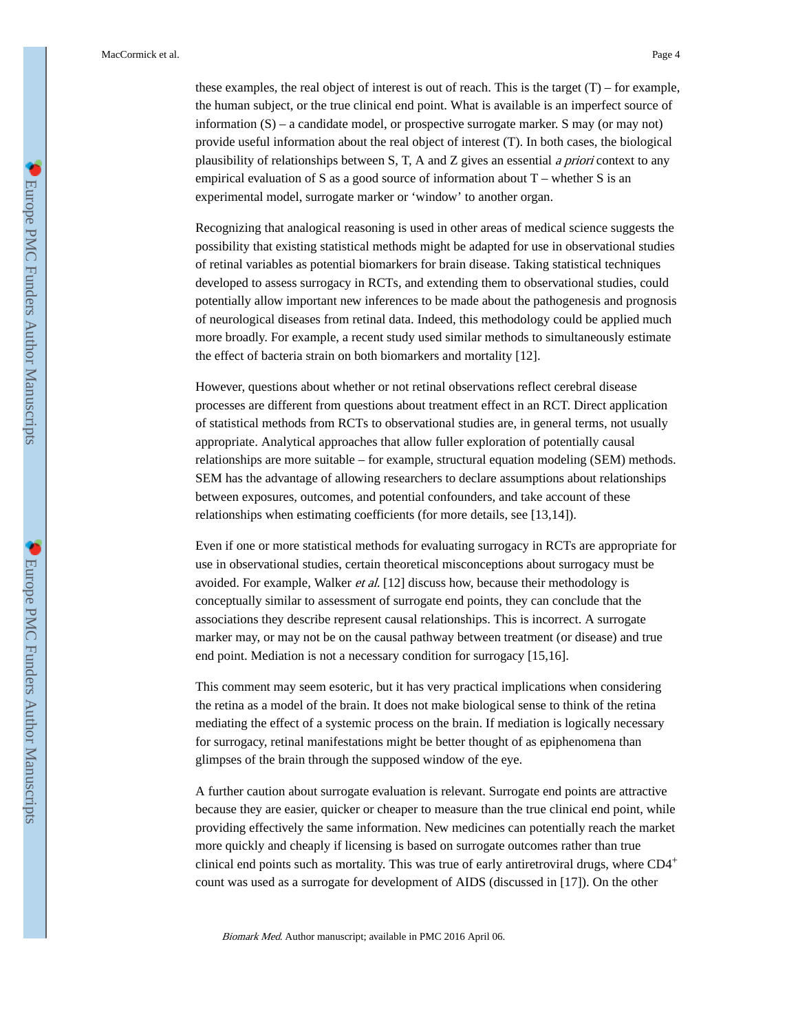these examples, the real object of interest is out of reach. This is the target (T) – for example, the human subject, or the true clinical end point. What is available is an imperfect source of information (S) – a candidate model, or prospective surrogate marker. S may (or may not) provide useful information about the real object of interest (T). In both cases, the biological plausibility of relationships between S, T, A and Z gives an essential *a priori* context to any empirical evaluation of S as a good source of information about T – whether S is an experimental model, surrogate marker or 'window' to another organ.

Recognizing that analogical reasoning is used in other areas of medical science suggests the possibility that existing statistical methods might be adapted for use in observational studies of retinal variables as potential biomarkers for brain disease. Taking statistical techniques developed to assess surrogacy in RCTs, and extending them to observational studies, could potentially allow important new inferences to be made about the pathogenesis and prognosis of neurological diseases from retinal data. Indeed, this methodology could be applied much more broadly. For example, a recent study used similar methods to simultaneously estimate the effect of bacteria strain on both biomarkers and mortality [12].

However, questions about whether or not retinal observations reflect cerebral disease processes are different from questions about treatment effect in an RCT. Direct application of statistical methods from RCTs to observational studies are, in general terms, not usually appropriate. Analytical approaches that allow fuller exploration of potentially causal relationships are more suitable – for example, structural equation modeling (SEM) methods. SEM has the advantage of allowing researchers to declare assumptions about relationships between exposures, outcomes, and potential confounders, and take account of these relationships when estimating coefficients (for more details, see [13,14]).

Even if one or more statistical methods for evaluating surrogacy in RCTs are appropriate for use in observational studies, certain theoretical misconceptions about surrogacy must be avoided. For example, Walker *et al.* [12] discuss how, because their methodology is conceptually similar to assessment of surrogate end points, they can conclude that the associations they describe represent causal relationships. This is incorrect. A surrogate marker may, or may not be on the causal pathway between treatment (or disease) and true end point. Mediation is not a necessary condition for surrogacy [15,16].

This comment may seem esoteric, but it has very practical implications when considering the retina as a model of the brain. It does not make biological sense to think of the retina mediating the effect of a systemic process on the brain. If mediation is logically necessary for surrogacy, retinal manifestations might be better thought of as epiphenomena than glimpses of the brain through the supposed window of the eye.

A further caution about surrogate evaluation is relevant. Surrogate end points are attractive because they are easier, quicker or cheaper to measure than the true clinical end point, while providing effectively the same information. New medicines can potentially reach the market more quickly and cheaply if licensing is based on surrogate outcomes rather than true clinical end points such as mortality. This was true of early antiretroviral drugs, where $CD4^+$ count was used as a surrogate for development of AIDS (discussed in [17]). On the other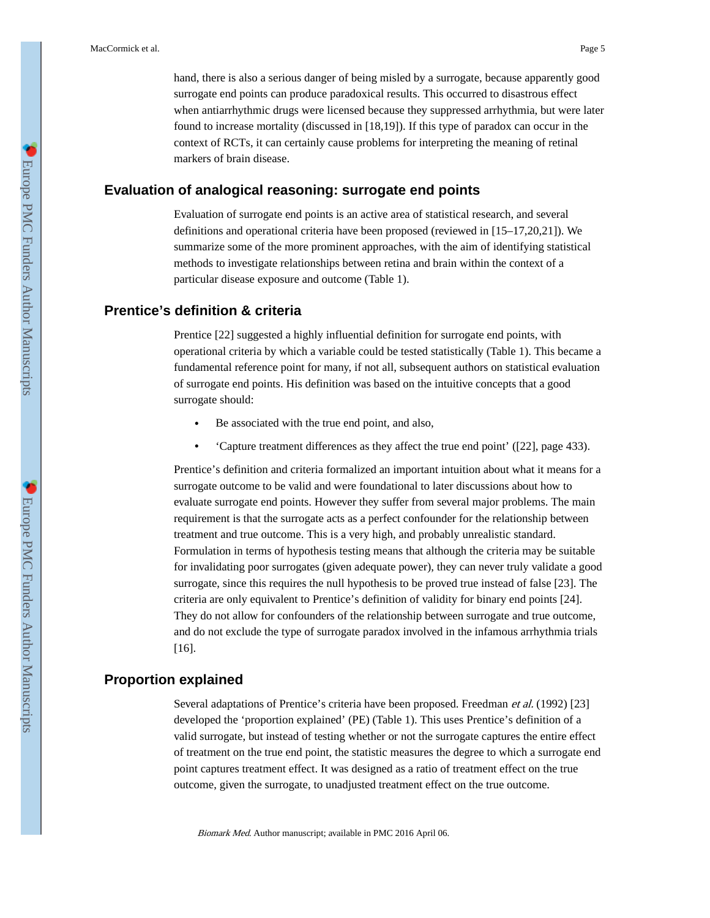hand, there is also a serious danger of being misled by a surrogate, because apparently good surrogate end points can produce paradoxical results. This occurred to disastrous effect when antiarrhythmic drugs were licensed because they suppressed arrhythmia, but were later found to increase mortality (discussed in [18,19]). If this type of paradox can occur in the context of RCTs, it can certainly cause problems for interpreting the meaning of retinal markers of brain disease.

## Evaluation of analogical reasoning: surrogate end points

Evaluation of surrogate end points is an active area of statistical research, and several definitions and operational criteria have been proposed (reviewed in [15–17,20,21]). We summarize some of the more prominent approaches, with the aim of identifying statistical methods to investigate relationships between retina and brain within the context of a particular disease exposure and outcome (Table 1).

## Prentice's definition & criteria

Prentice [22] suggested a highly influential definition for surrogate end points, with operational criteria by which a variable could be tested statistically (Table 1). This became a fundamental reference point for many, if not all, subsequent authors on statistical evaluation of surrogate end points. His definition was based on the intuitive concepts that a good surrogate should:

- Be associated with the true end point, and also,
- 'Capture treatment differences as they affect the true end point' ([22], page 433).

Prentice's definition and criteria formalized an important intuition about what it means for a surrogate outcome to be valid and were foundational to later discussions about how to evaluate surrogate end points. However they suffer from several major problems. The main requirement is that the surrogate acts as a perfect confounder for the relationship between treatment and true outcome. This is a very high, and probably unrealistic standard. Formulation in terms of hypothesis testing means that although the criteria may be suitable for invalidating poor surrogates (given adequate power), they can never truly validate a good surrogate, since this requires the null hypothesis to be proved true instead of false [23]. The criteria are only equivalent to Prentice's definition of validity for binary end points [24]. They do not allow for confounders of the relationship between surrogate and true outcome, and do not exclude the type of surrogate paradox involved in the infamous arrhythmia trials [16].

## Proportion explained

Several adaptations of Prentice's criteria have been proposed. Freedman *et al.* (1992) [23] developed the 'proportion explained' (PE) (Table 1). This uses Prentice's definition of a valid surrogate, but instead of testing whether or not the surrogate captures the entire effect of treatment on the true end point, the statistic measures the degree to which a surrogate end point captures treatment effect. It was designed as a ratio of treatment effect on the true outcome, given the surrogate, to unadjusted treatment effect on the true outcome.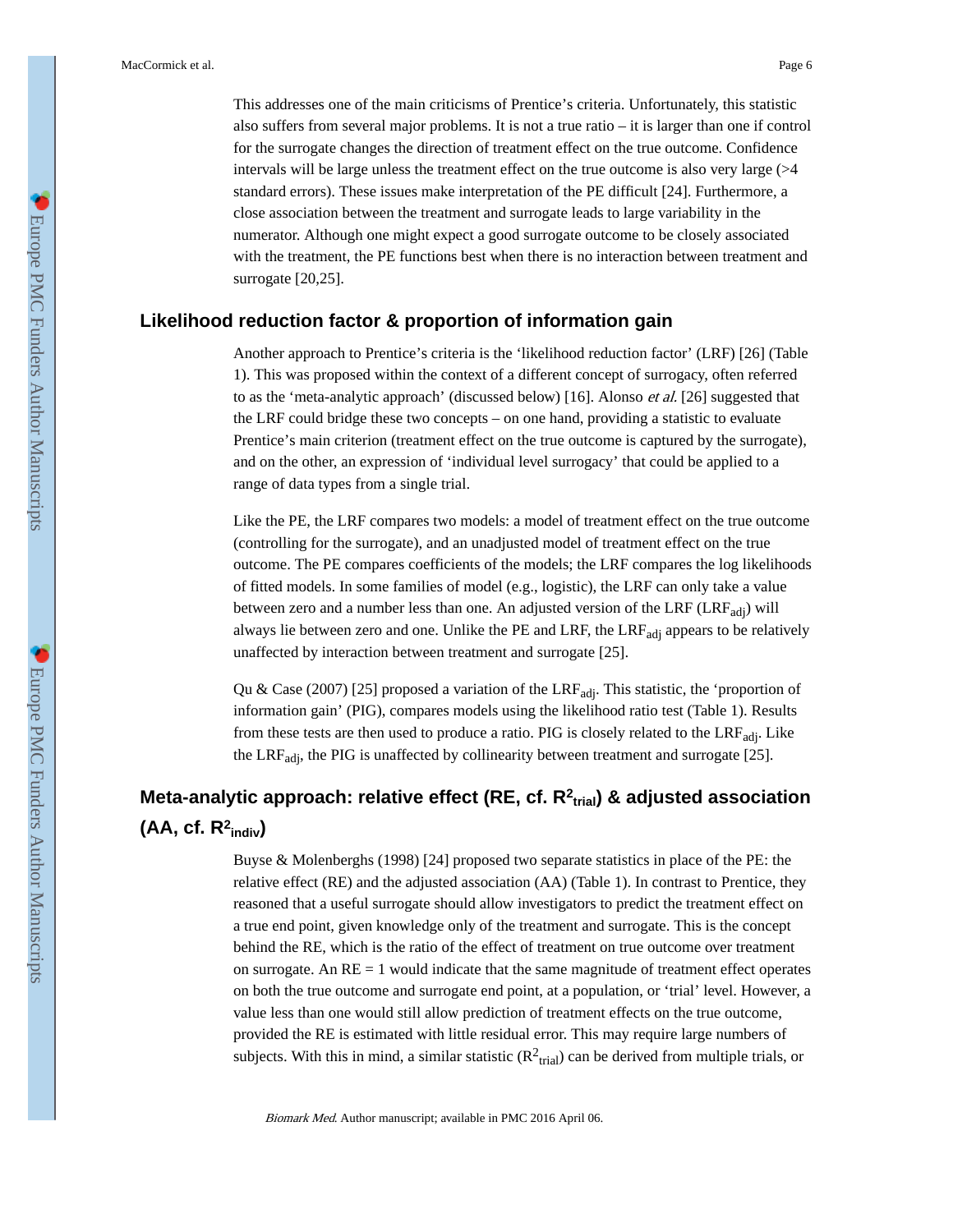This addresses one of the main criticisms of Prentice's criteria. Unfortunately, this statistic also suffers from several major problems. It is not a true ratio – it is larger than one if control for the surrogate changes the direction of treatment effect on the true outcome. Confidence intervals will be large unless the treatment effect on the true outcome is also very large (>4 standard errors). These issues make interpretation of the PE difficult [24]. Furthermore, a close association between the treatment and surrogate leads to large variability in the numerator. Although one might expect a good surrogate outcome to be closely associated with the treatment, the PE functions best when there is no interaction between treatment and surrogate [20,25].

## Likelihood reduction factor & proportion of information gain

Another approach to Prentice's criteria is the 'likelihood reduction factor' (LRF) [26] (Table 1). This was proposed within the context of a different concept of surrogacy, often referred to as the 'meta-analytic approach' (discussed below) [16]. Alonso *et al.* [26] suggested that the LRF could bridge these two concepts – on one hand, providing a statistic to evaluate Prentice's main criterion (treatment effect on the true outcome is captured by the surrogate), and on the other, an expression of 'individual level surrogacy' that could be applied to a range of data types from a single trial.

Like the PE, the LRF compares two models: a model of treatment effect on the true outcome (controlling for the surrogate), and an unadjusted model of treatment effect on the true outcome. The PE compares coefficients of the models; the LRF compares the log likelihoods of fitted models. In some families of model (e.g., logistic), the LRF can only take a value between zero and a number less than one. An adjusted version of the LRF ($LRF_{adj}$) will always lie between zero and one. Unlike the PE and LRF, the $LRF_{adj}$ appears to be relatively unaffected by interaction between treatment and surrogate [25].

Qu & Case (2007) [25] proposed a variation of the $LRF_{adj}$. This statistic, the 'proportion of information gain' (PIG), compares models using the likelihood ratio test (Table 1). Results from these tests are then used to produce a ratio. PIG is closely related to the $LRF_{adj}$. Like the $LRF_{adj}$, the PIG is unaffected by collinearity between treatment and surrogate [25].

## Meta-analytic approach: relative effect (RE, cf. $R^2_{trial}$) & adjusted association (AA, cf. $R^2_{indiv}$)

Buyse & Molenberghs (1998) [24] proposed two separate statistics in place of the PE: the relative effect (RE) and the adjusted association (AA) (Table 1). In contrast to Prentice, they reasoned that a useful surrogate should allow investigators to predict the treatment effect on a true end point, given knowledge only of the treatment and surrogate. This is the concept behind the RE, which is the ratio of the effect of treatment on true outcome over treatment on surrogate. An RE = 1 would indicate that the same magnitude of treatment effect operates on both the true outcome and surrogate end point, at a population, or 'trial' level. However, a value less than one would still allow prediction of treatment effects on the true outcome, provided the RE is estimated with little residual error. This may require large numbers of subjects. With this in mind, a similar statistic ($R^2_{trial}$) can be derived from multiple trials, or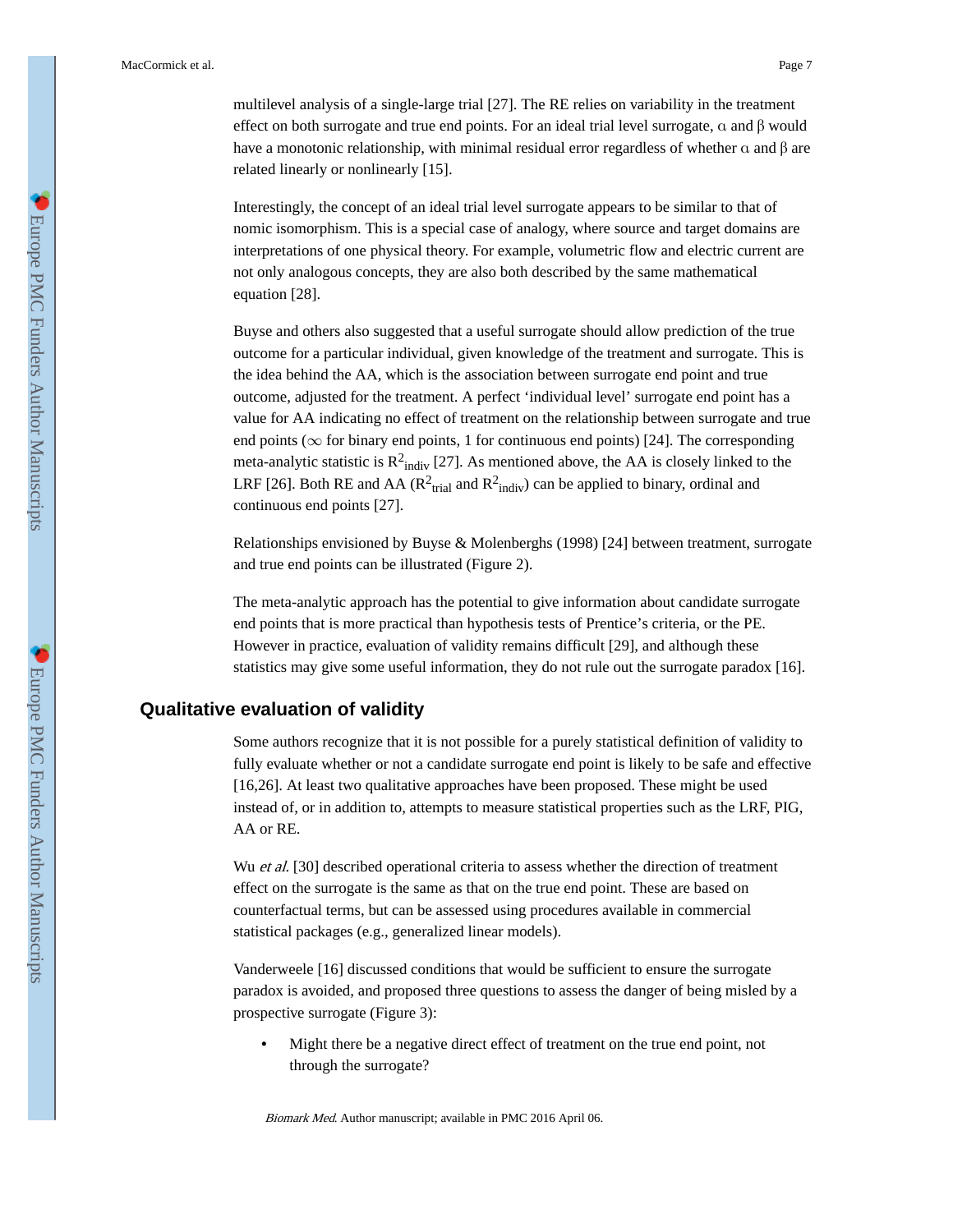multilevel analysis of a single-large trial [27]. The RE relies on variability in the treatment effect on both surrogate and true end points. For an ideal trial level surrogate, $\alpha$ and $\beta$ would have a monotonic relationship, with minimal residual error regardless of whether $\alpha$ and $\beta$ are related linearly or nonlinearly [15].

Interestingly, the concept of an ideal trial level surrogate appears to be similar to that of nomic isomorphism. This is a special case of analogy, where source and target domains are interpretations of one physical theory. For example, volumetric flow and electric current are not only analogous concepts, they are also both described by the same mathematical equation [28].

Buyse and others also suggested that a useful surrogate should allow prediction of the true outcome for a particular individual, given knowledge of the treatment and surrogate. This is the idea behind the AA, which is the association between surrogate end point and true outcome, adjusted for the treatment. A perfect 'individual level' surrogate end point has a value for AA indicating no effect of treatment on the relationship between surrogate and true end points ($\infty$ for binary end points, 1 for continuous end points) [24]. The corresponding meta-analytic statistic is $R^2_{indiv}$ [27]. As mentioned above, the AA is closely linked to the LRF [26]. Both RE and AA ($R^2_{trial}$ and $R^2_{indiv}$) can be applied to binary, ordinal and continuous end points [27].

Relationships envisioned by Buyse & Molenberghs (1998) [24] between treatment, surrogate and true end points can be illustrated (Figure 2).

The meta-analytic approach has the potential to give information about candidate surrogate end points that is more practical than hypothesis tests of Prentice's criteria, or the PE. However in practice, evaluation of validity remains difficult [29], and although these statistics may give some useful information, they do not rule out the surrogate paradox [16].

## Qualitative evaluation of validity

Some authors recognize that it is not possible for a purely statistical definition of validity to fully evaluate whether or not a candidate surrogate end point is likely to be safe and effective [16,26]. At least two qualitative approaches have been proposed. These might be used instead of, or in addition to, attempts to measure statistical properties such as the LRF, PIG, AA or RE.

Wu *et al.* [30] described operational criteria to assess whether the direction of treatment effect on the surrogate is the same as that on the true end point. These are based on counterfactual terms, but can be assessed using procedures available in commercial statistical packages (e.g., generalized linear models).

Vanderweele [16] discussed conditions that would be sufficient to ensure the surrogate paradox is avoided, and proposed three questions to assess the danger of being misled by a prospective surrogate (Figure 3):

- Might there be a negative direct effect of treatment on the true end point, not through the surrogate?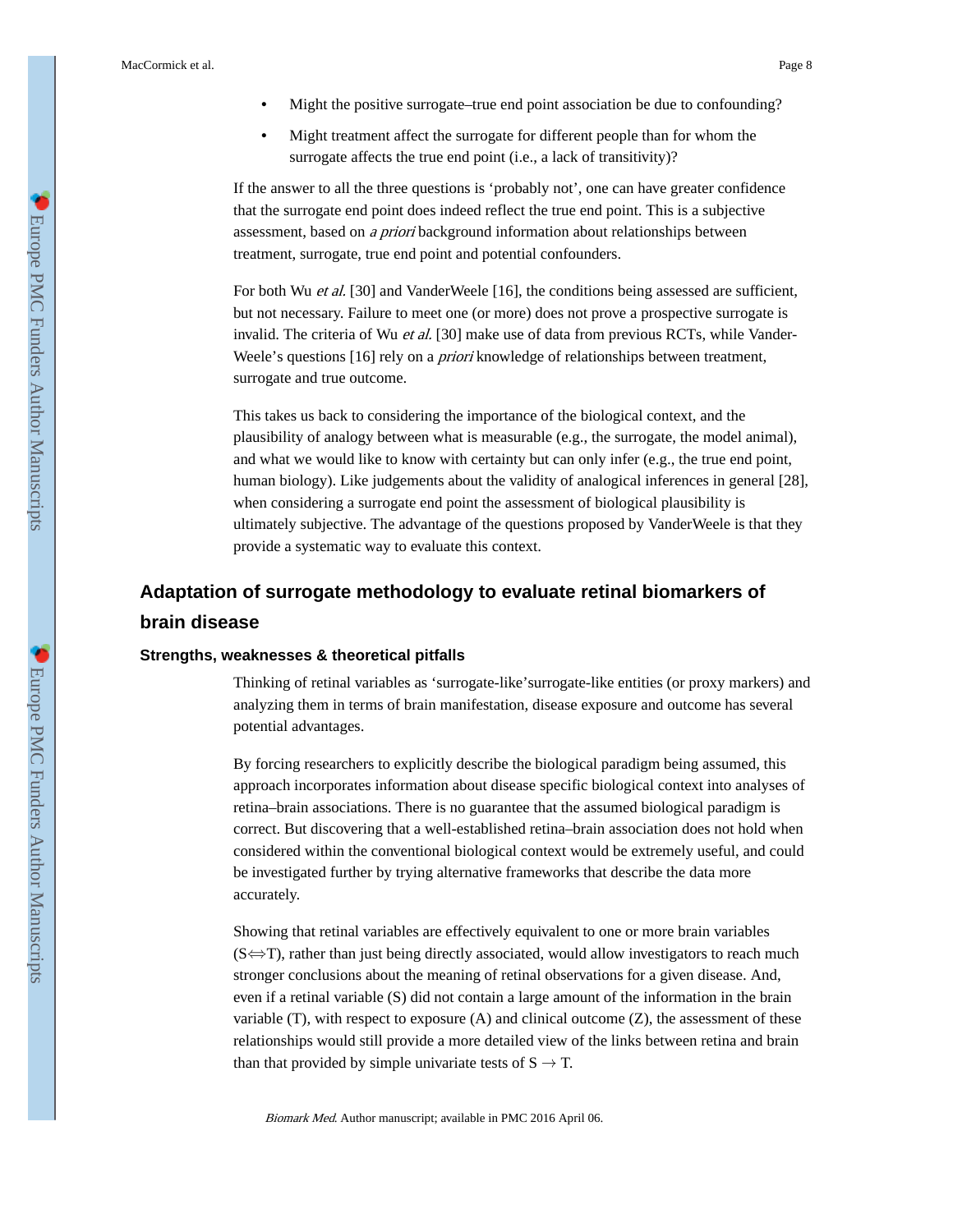- Might the positive surrogate–true end point association be due to confounding?
- Might treatment affect the surrogate for different people than for whom the surrogate affects the true end point (i.e., a lack of transitivity)?

If the answer to all the three questions is 'probably not', one can have greater confidence that the surrogate end point does indeed reflect the true end point. This is a subjective assessment, based on *a priori* background information about relationships between treatment, surrogate, true end point and potential confounders.

For both Wu *et al.* [30] and VanderWeele [16], the conditions being assessed are sufficient, but not necessary. Failure to meet one (or more) does not prove a prospective surrogate is invalid. The criteria of Wu *et al.* [30] make use of data from previous RCTs, while VanderWeele's questions [16] rely on a *priori* knowledge of relationships between treatment, surrogate and true outcome.

This takes us back to considering the importance of the biological context, and the plausibility of analogy between what is measurable (e.g., the surrogate, the model animal), and what we would like to know with certainty but can only infer (e.g., the true end point, human biology). Like judgements about the validity of analogical inferences in general [28], when considering a surrogate end point the assessment of biological plausibility is ultimately subjective. The advantage of the questions proposed by VanderWeele is that they provide a systematic way to evaluate this context.

## Adaptation of surrogate methodology to evaluate retinal biomarkers of brain disease

### Strengths, weaknesses & theoretical pitfalls

Thinking of retinal variables as 'surrogate-like'surrogate-like entities (or proxy markers) and analyzing them in terms of brain manifestation, disease exposure and outcome has several potential advantages.

By forcing researchers to explicitly describe the biological paradigm being assumed, this approach incorporates information about disease specific biological context into analyses of retina–brain associations. There is no guarantee that the assumed biological paradigm is correct. But discovering that a well-established retina–brain association does not hold when considered within the conventional biological context would be extremely useful, and could be investigated further by trying alternative frameworks that describe the data more accurately.

Showing that retinal variables are effectively equivalent to one or more brain variables ($S \Leftrightarrow T$), rather than just being directly associated, would allow investigators to reach much stronger conclusions about the meaning of retinal observations for a given disease. And, even if a retinal variable (S) did not contain a large amount of the information in the brain variable (T), with respect to exposure (A) and clinical outcome (Z), the assessment of these relationships would still provide a more detailed view of the links between retina and brain than that provided by simple univariate tests of $S \rightarrow T$.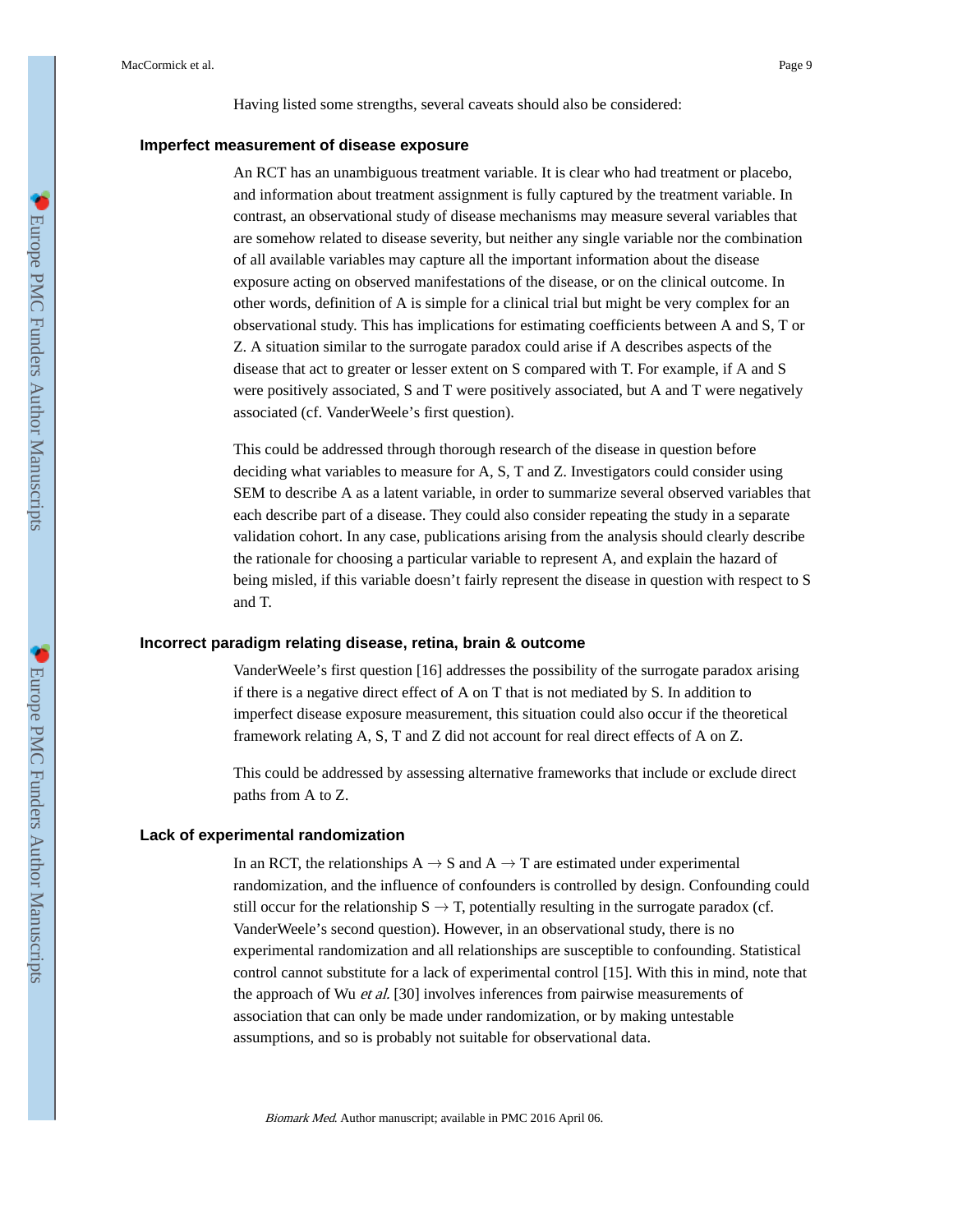Having listed some strengths, several caveats should also be considered:

### Imperfect measurement of disease exposure

An RCT has an unambiguous treatment variable. It is clear who had treatment or placebo, and information about treatment assignment is fully captured by the treatment variable. In contrast, an observational study of disease mechanisms may measure several variables that are somehow related to disease severity, but neither any single variable nor the combination of all available variables may capture all the important information about the disease exposure acting on observed manifestations of the disease, or on the clinical outcome. In other words, definition of A is simple for a clinical trial but might be very complex for an observational study. This has implications for estimating coefficients between A and S, T or Z. A situation similar to the surrogate paradox could arise if A describes aspects of the disease that act to greater or lesser extent on S compared with T. For example, if A and S were positively associated, S and T were positively associated, but A and T were negatively associated (cf. VanderWeele's first question).

This could be addressed through thorough research of the disease in question before deciding what variables to measure for A, S, T and Z. Investigators could consider using SEM to describe A as a latent variable, in order to summarize several observed variables that each describe part of a disease. They could also consider repeating the study in a separate validation cohort. In any case, publications arising from the analysis should clearly describe the rationale for choosing a particular variable to represent A, and explain the hazard of being misled, if this variable doesn't fairly represent the disease in question with respect to S and T.

### Incorrect paradigm relating disease, retina, brain & outcome

VanderWeele's first question [16] addresses the possibility of the surrogate paradox arising if there is a negative direct effect of A on T that is not mediated by S. In addition to imperfect disease exposure measurement, this situation could also occur if the theoretical framework relating A, S, T and Z did not account for real direct effects of A on Z.

This could be addressed by assessing alternative frameworks that include or exclude direct paths from A to Z.

### Lack of experimental randomization

In an RCT, the relationships $A \rightarrow S$ and $A \rightarrow T$ are estimated under experimental randomization, and the influence of confounders is controlled by design. Confounding could still occur for the relationship $S \rightarrow T$, potentially resulting in the surrogate paradox (cf. VanderWeele's second question). However, in an observational study, there is no experimental randomization and all relationships are susceptible to confounding. Statistical control cannot substitute for a lack of experimental control [15]. With this in mind, note that the approach of Wu *et al.* [30] involves inferences from pairwise measurements of association that can only be made under randomization, or by making untestable assumptions, and so is probably not suitable for observational data.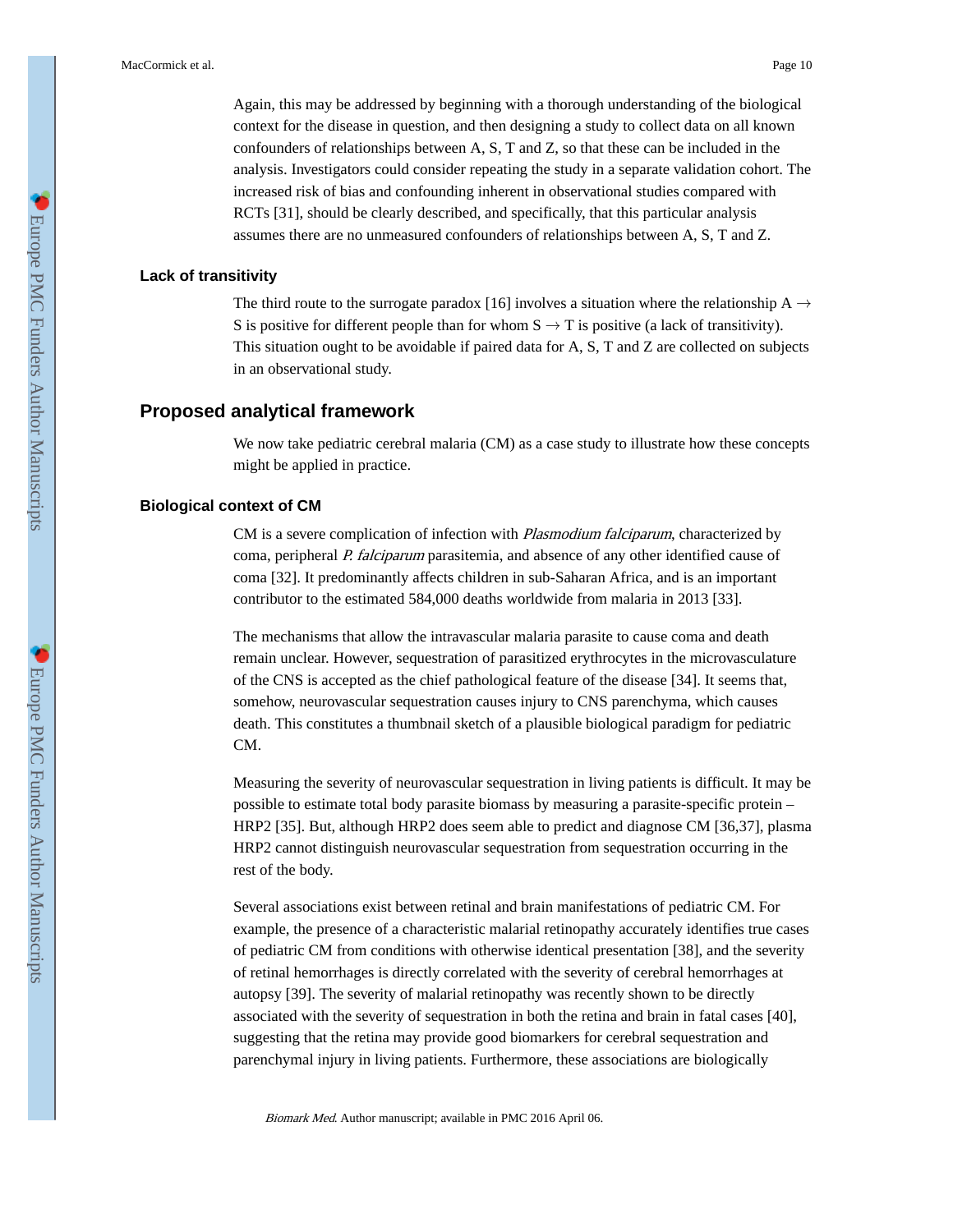Again, this may be addressed by beginning with a thorough understanding of the biological context for the disease in question, and then designing a study to collect data on all known confounders of relationships between A, S, T and Z, so that these can be included in the analysis. Investigators could consider repeating the study in a separate validation cohort. The increased risk of bias and confounding inherent in observational studies compared with RCTs [31], should be clearly described, and specifically, that this particular analysis assumes there are no unmeasured confounders of relationships between A, S, T and Z.

### Lack of transitivity

The third route to the surrogate paradox [16] involves a situation where the relationship A → S is positive for different people than for whom S → T is positive (a lack of transitivity). This situation ought to be avoidable if paired data for A, S, T and Z are collected on subjects in an observational study.

## Proposed analytical framework

We now take pediatric cerebral malaria (CM) as a case study to illustrate how these concepts might be applied in practice.

### Biological context of CM

CM is a severe complication of infection with *Plasmodium falciparum*, characterized by coma, peripheral *P. falciparum* parasitemia, and absence of any other identified cause of coma [32]. It predominantly affects children in sub-Saharan Africa, and is an important contributor to the estimated 584,000 deaths worldwide from malaria in 2013 [33].

The mechanisms that allow the intravascular malaria parasite to cause coma and death remain unclear. However, sequestration of parasitized erythrocytes in the microvasculature of the CNS is accepted as the chief pathological feature of the disease [34]. It seems that, somehow, neurovascular sequestration causes injury to CNS parenchyma, which causes death. This constitutes a thumbnail sketch of a plausible biological paradigm for pediatric CM.

Measuring the severity of neurovascular sequestration in living patients is difficult. It may be possible to estimate total body parasite biomass by measuring a parasite-specific protein – HRP2 [35]. But, although HRP2 does seem able to predict and diagnose CM [36,37], plasma HRP2 cannot distinguish neurovascular sequestration from sequestration occurring in the rest of the body.

Several associations exist between retinal and brain manifestations of pediatric CM. For example, the presence of a characteristic malarial retinopathy accurately identifies true cases of pediatric CM from conditions with otherwise identical presentation [38], and the severity of retinal hemorrhages is directly correlated with the severity of cerebral hemorrhages at autopsy [39]. The severity of malarial retinopathy was recently shown to be directly associated with the severity of sequestration in both the retina and brain in fatal cases [40], suggesting that the retina may provide good biomarkers for cerebral sequestration and parenchymal injury in living patients. Furthermore, these associations are biologically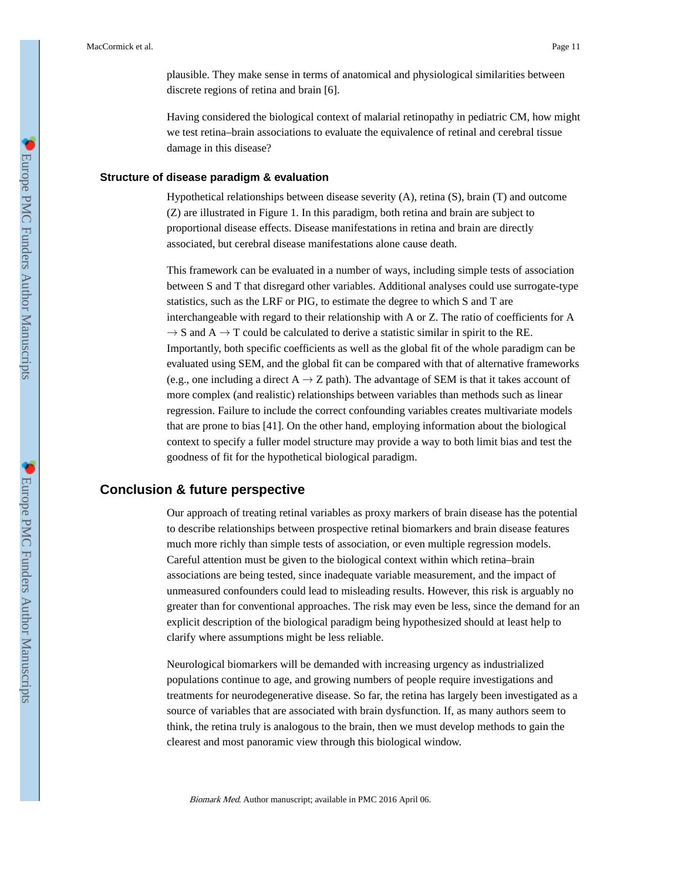plausible. They make sense in terms of anatomical and physiological similarities between discrete regions of retina and brain [6].

Having considered the biological context of malarial retinopathy in pediatric CM, how might we test retina–brain associations to evaluate the equivalence of retinal and cerebral tissue damage in this disease?

### Structure of disease paradigm & evaluation

Hypothetical relationships between disease severity (A), retina (S), brain (T) and outcome (Z) are illustrated in Figure 1. In this paradigm, both retina and brain are subject to proportional disease effects. Disease manifestations in retina and brain are directly associated, but cerebral disease manifestations alone cause death.

This framework can be evaluated in a number of ways, including simple tests of association between S and T that disregard other variables. Additional analyses could use surrogate-type statistics, such as the LRF or PIG, to estimate the degree to which S and T are interchangeable with regard to their relationship with A or Z. The ratio of coefficients for $A \rightarrow S$ and $A \rightarrow T$ could be calculated to derive a statistic similar in spirit to the RE. Importantly, both specific coefficients as well as the global fit of the whole paradigm can be evaluated using SEM, and the global fit can be compared with that of alternative frameworks (e.g., one including a direct $A \rightarrow Z$ path). The advantage of SEM is that it takes account of more complex (and realistic) relationships between variables than methods such as linear regression. Failure to include the correct confounding variables creates multivariate models that are prone to bias [41]. On the other hand, employing information about the biological context to specify a fuller model structure may provide a way to both limit bias and test the goodness of fit for the hypothetical biological paradigm.

## Conclusion & future perspective

Our approach of treating retinal variables as proxy markers of brain disease has the potential to describe relationships between prospective retinal biomarkers and brain disease features much more richly than simple tests of association, or even multiple regression models. Careful attention must be given to the biological context within which retina–brain associations are being tested, since inadequate variable measurement, and the impact of unmeasured confounders could lead to misleading results. However, this risk is arguably no greater than for conventional approaches. The risk may even be less, since the demand for an explicit description of the biological paradigm being hypothesized should at least help to clarify where assumptions might be less reliable.

Neurological biomarkers will be demanded with increasing urgency as industrialized populations continue to age, and growing numbers of people require investigations and treatments for neurodegenerative disease. So far, the retina has largely been investigated as a source of variables that are associated with brain dysfunction. If, as many authors seem to think, the retina truly is analogous to the brain, then we must develop methods to gain the clearest and most panoramic view through this biological window.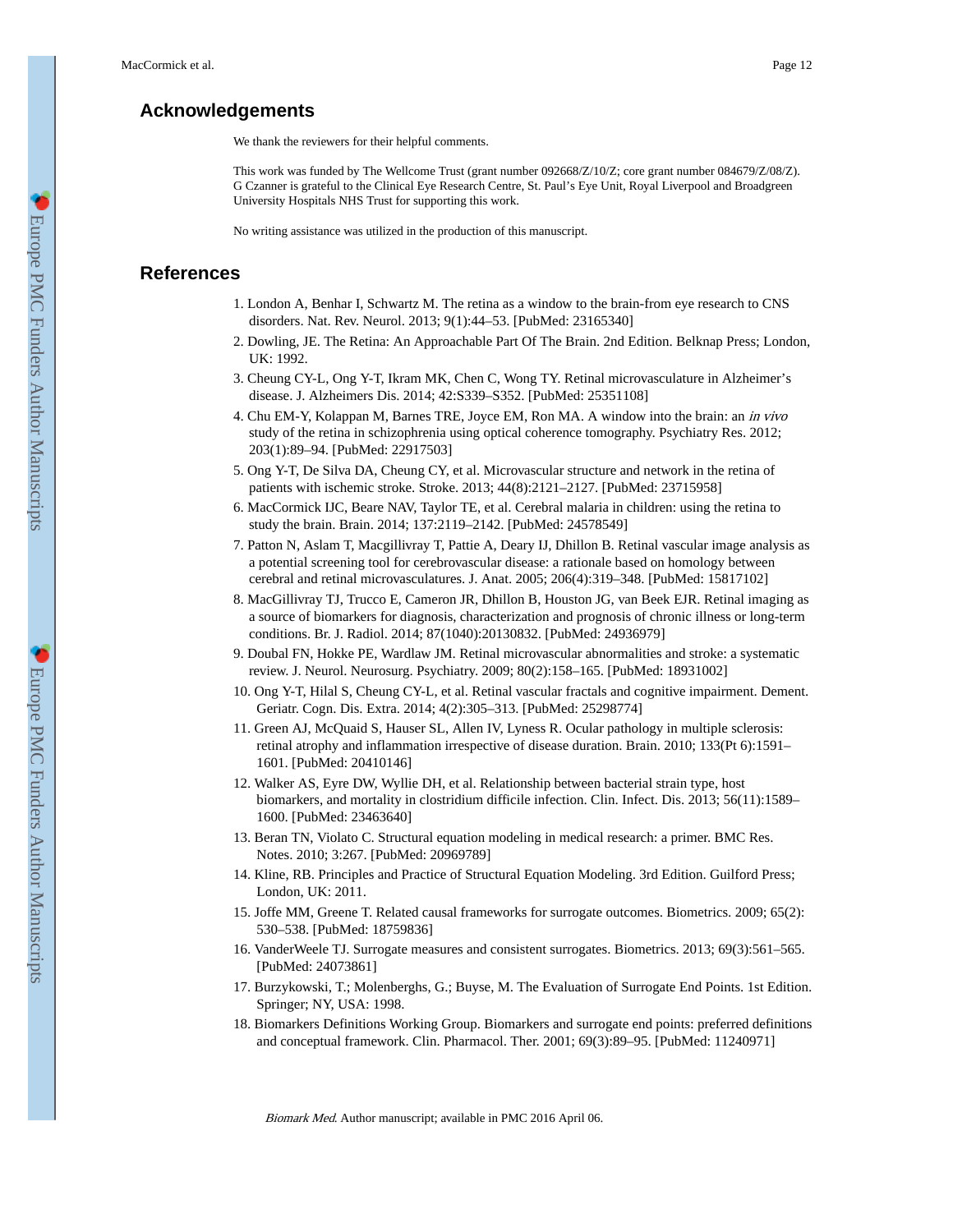## Acknowledgements

We thank the reviewers for their helpful comments.

This work was funded by The Wellcome Trust (grant number 092668/Z/10/Z; core grant number 084679/Z/08/Z). G Czanner is grateful to the Clinical Eye Research Centre, St. Paul's Eye Unit, Royal Liverpool and Broadgreen University Hospitals NHS Trust for supporting this work.

No writing assistance was utilized in the production of this manuscript.

## References

1. London A, Benhar I, Schwartz M. The retina as a window to the brain-from eye research to CNS disorders. Nat. Rev. Neurol. 2013; 9(1):44–53. [PubMed: 23165340]
2. Dowling, JE. The Retina: An Approachable Part Of The Brain. 2nd Edition. Belknap Press; London, UK: 1992.
3. Cheung CY-L, Ong Y-T, Ikram MK, Chen C, Wong TY. Retinal microvasculature in Alzheimer's disease. J. Alzheimers Dis. 2014; 42:S339–S352. [PubMed: 25351108]
4. Chu EM-Y, Kolappan M, Barnes TRE, Joyce EM, Ron MA. A window into the brain: an *in vivo* study of the retina in schizophrenia using optical coherence tomography. Psychiatry Res. 2012; 203(1):89–94. [PubMed: 22917503]
5. Ong Y-T, De Silva DA, Cheung CY, et al. Microvascular structure and network in the retina of patients with ischemic stroke. Stroke. 2013; 44(8):2121–2127. [PubMed: 23715958]
6. MacCormick IJC, Beare NAV, Taylor TE, et al. Cerebral malaria in children: using the retina to study the brain. Brain. 2014; 137:2119–2142. [PubMed: 24578549]
7. Patton N, Aslam T, Macgillivray T, Pattie A, Deary IJ, Dhillon B. Retinal vascular image analysis as a potential screening tool for cerebrovascular disease: a rationale based on homology between cerebral and retinal microvasculatures. J. Anat. 2005; 206(4):319–348. [PubMed: 15817102]
8. MacGillivray TJ, Trucco E, Cameron JR, Dhillon B, Houston JG, van Beek EJR. Retinal imaging as a source of biomarkers for diagnosis, characterization and prognosis of chronic illness or long-term conditions. Br. J. Radiol. 2014; 87(1040):20130832. [PubMed: 24936979]
9. Doubal FN, Hokke PE, Wardlaw JM. Retinal microvascular abnormalities and stroke: a systematic review. J. Neurol. Neurosurg. Psychiatry. 2009; 80(2):158–165. [PubMed: 18931002]
10. Ong Y-T, Hilal S, Cheung CY-L, et al. Retinal vascular fractals and cognitive impairment. Dement. Geriatr. Cogn. Dis. Extra. 2014; 4(2):305–313. [PubMed: 25298774]
11. Green AJ, McQuaid S, Hauser SL, Allen IV, Lyness R. Ocular pathology in multiple sclerosis: retinal atrophy and inflammation irrespective of disease duration. Brain. 2010; 133(Pt 6):1591–1601. [PubMed: 20410146]
12. Walker AS, Eyre DW, Wyllie DH, et al. Relationship between bacterial strain type, host biomarkers, and mortality in clostridium difficile infection. Clin. Infect. Dis. 2013; 56(11):1589–1600. [PubMed: 23463640]
13. Beran TN, Violato C. Structural equation modeling in medical research: a primer. BMC Res. Notes. 2010; 3:267. [PubMed: 20969789]
14. Kline, RB. Principles and Practice of Structural Equation Modeling. 3rd Edition. Guilford Press; London, UK: 2011.
15. Joffe MM, Greene T. Related causal frameworks for surrogate outcomes. Biometrics. 2009; 65(2):530–538. [PubMed: 18759836]
16. VanderWeele TJ. Surrogate measures and consistent surrogates. Biometrics. 2013; 69(3):561–565. [PubMed: 24073861]
17. Burzykowski, T.; Molenberghs, G.; Buyse, M. The Evaluation of Surrogate End Points. 1st Edition. Springer; NY, USA: 1998.
18. Biomarkers Definitions Working Group. Biomarkers and surrogate end points: preferred definitions and conceptual framework. Clin. Pharmacol. Ther. 2001; 69(3):89–95. [PubMed: 11240971]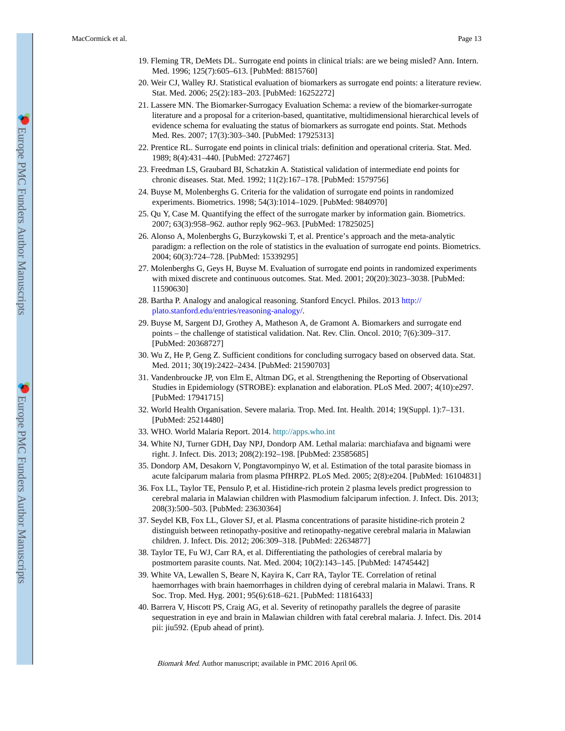19. Fleming TR, DeMets DL. Surrogate end points in clinical trials: are we being misled? Ann. Intern. Med. 1996; 125(7):605–613. [PubMed: 8815760]
20. Weir CJ, Walley RJ. Statistical evaluation of biomarkers as surrogate end points: a literature review. Stat. Med. 2006; 25(2):183–203. [PubMed: 16252272]
21. Lassere MN. The Biomarker-Surrogacy Evaluation Schema: a review of the biomarker-surrogate literature and a proposal for a criterion-based, quantitative, multidimensional hierarchical levels of evidence schema for evaluating the status of biomarkers as surrogate end points. Stat. Methods Med. Res. 2007; 17(3):303–340. [PubMed: 17925313]
22. Prentice RL. Surrogate end points in clinical trials: definition and operational criteria. Stat. Med. 1989; 8(4):431–440. [PubMed: 2727467]
23. Freedman LS, Graubard BI, Schatzkin A. Statistical validation of intermediate end points for chronic diseases. Stat. Med. 1992; 11(2):167–178. [PubMed: 1579756]
24. Buyse M, Molenberghs G. Criteria for the validation of surrogate end points in randomized experiments. Biometrics. 1998; 54(3):1014–1029. [PubMed: 9840970]
25. Qu Y, Case M. Quantifying the effect of the surrogate marker by information gain. Biometrics. 2007; 63(3):958–962. author reply 962–963. [PubMed: 17825025]
26. Alonso A, Molenberghs G, Burzykowski T, et al. Prentice's approach and the meta-analytic paradigm: a reflection on the role of statistics in the evaluation of surrogate end points. Biometrics. 2004; 60(3):724–728. [PubMed: 15339295]
27. Molenberghs G, Geys H, Buyse M. Evaluation of surrogate end points in randomized experiments with mixed discrete and continuous outcomes. Stat. Med. 2001; 20(20):3023–3038. [PubMed: 11590630]
28. Bartha P. Analogy and analogical reasoning. Stanford Encycl. Philos. 2013 http://plato.stanford.edu/entries/reasoning-analogy/.
29. Buyse M, Sargent DJ, Grothey A, Matheson A, de Gramont A. Biomarkers and surrogate end points – the challenge of statistical validation. Nat. Rev. Clin. Oncol. 2010; 7(6):309–317. [PubMed: 20368727]
30. Wu Z, He P, Geng Z. Sufficient conditions for concluding surrogacy based on observed data. Stat. Med. 2011; 30(19):2422–2434. [PubMed: 21590703]
31. Vandenbroucke JP, von Elm E, Altman DG, et al. Strengthening the Reporting of Observational Studies in Epidemiology (STROBE): explanation and elaboration. PLoS Med. 2007; 4(10):e297. [PubMed: 17941715]
32. World Health Organisation. Severe malaria. Trop. Med. Int. Health. 2014; 19(Suppl. 1):7–131. [PubMed: 25214480]
33. WHO. World Malaria Report. 2014. http://apps.who.int
34. White NJ, Turner GDH, Day NPJ, Dondorp AM. Lethal malaria: marchiafava and bignami were right. J. Infect. Dis. 2013; 208(2):192–198. [PubMed: 23585685]
35. Dondorp AM, Desakorn V, Pongtavornpinyo W, et al. Estimation of the total parasite biomass in acute falciparum malaria from plasma PfHRP2. PLoS Med. 2005; 2(8):e204. [PubMed: 16104831]
36. Fox LL, Taylor TE, Pensulo P, et al. Histidine-rich protein 2 plasma levels predict progression to cerebral malaria in Malawian children with Plasmodium falciparum infection. J. Infect. Dis. 2013; 208(3):500–503. [PubMed: 23630364]
37. Seydel KB, Fox LL, Glover SJ, et al. Plasma concentrations of parasite histidine-rich protein 2 distinguish between retinopathy-positive and retinopathy-negative cerebral malaria in Malawian children. J. Infect. Dis. 2012; 206:309–318. [PubMed: 22634877]
38. Taylor TE, Fu WJ, Carr RA, et al. Differentiating the pathologies of cerebral malaria by postmortem parasite counts. Nat. Med. 2004; 10(2):143–145. [PubMed: 14745442]
39. White VA, Lewallen S, Beare N, Kayira K, Carr RA, Taylor TE. Correlation of retinal haemorrhages with brain haemorrhages in children dying of cerebral malaria in Malawi. Trans. R Soc. Trop. Med. Hyg. 2001; 95(6):618–621. [PubMed: 11816433]
40. Barrera V, Hiscott PS, Craig AG, et al. Severity of retinopathy parallels the degree of parasite sequestration in eye and brain in Malawian children with fatal cerebral malaria. J. Infect. Dis. 2014 pii: jiu592. (Epub ahead of print).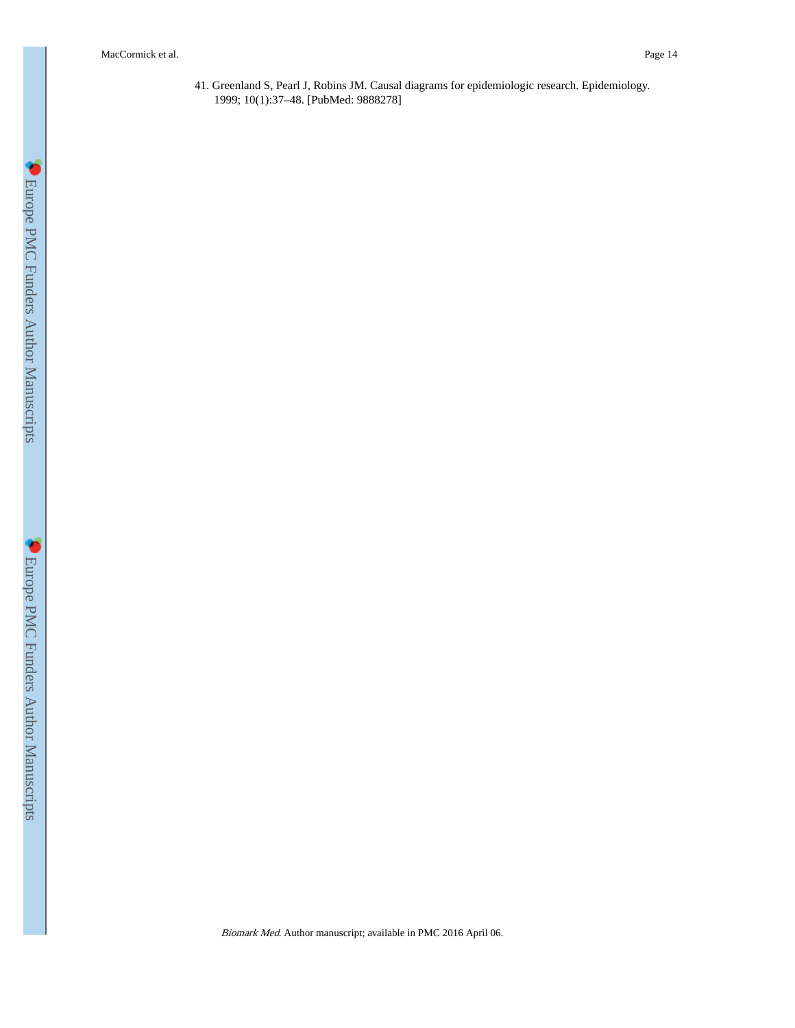41. Greenland S, Pearl J, Robins JM. Causal diagrams for epidemiologic research. Epidemiology. 1999; 10(1):37–48. [PubMed: 9888278]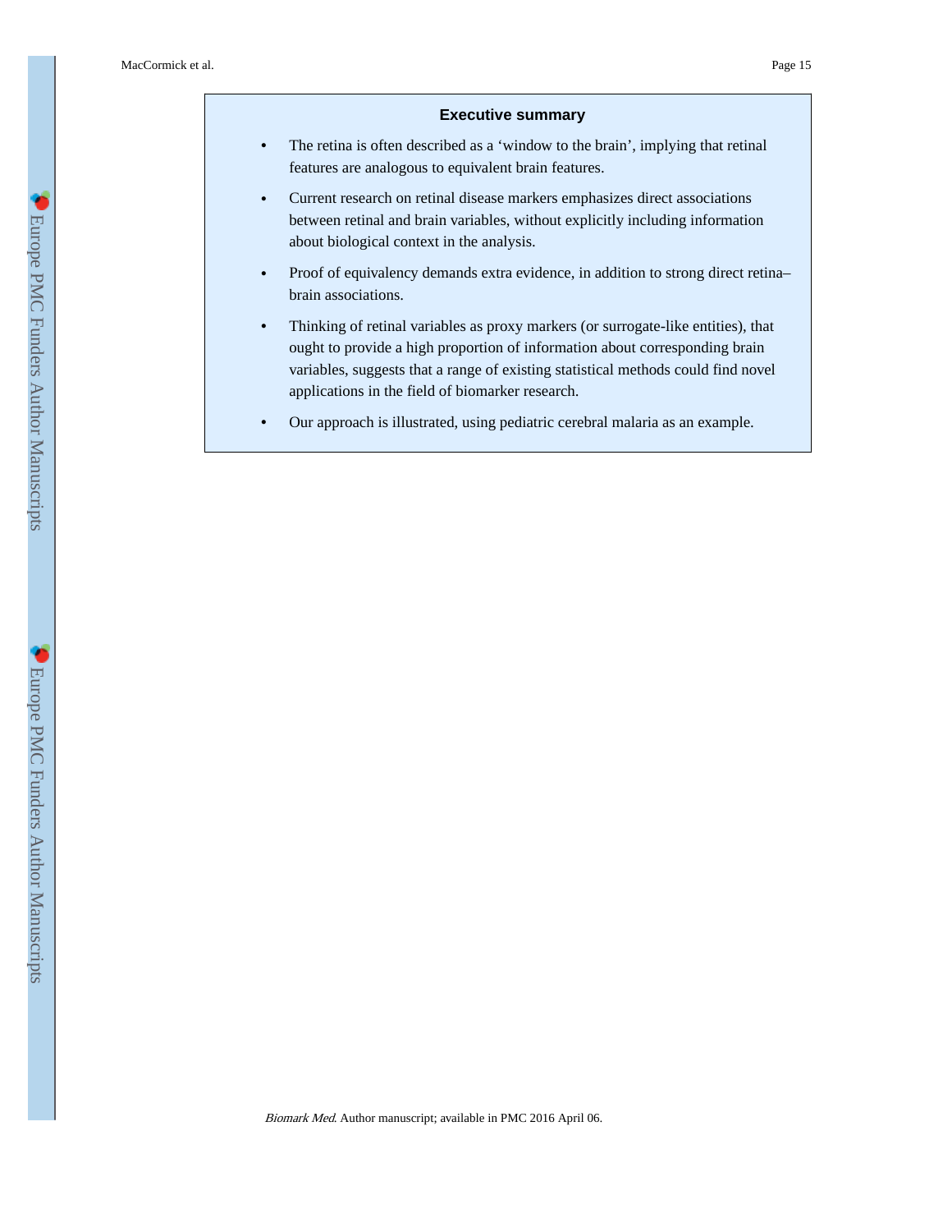### Executive summary

- The retina is often described as a ‘window to the brain’, implying that retinal features are analogous to equivalent brain features.
- Current research on retinal disease markers emphasizes direct associations between retinal and brain variables, without explicitly including information about biological context in the analysis.
- Proof of equivalency demands extra evidence, in addition to strong direct retina–brain associations.
- Thinking of retinal variables as proxy markers (or surrogate-like entities), that ought to provide a high proportion of information about corresponding brain variables, suggests that a range of existing statistical methods could find novel applications in the field of biomarker research.
- Our approach is illustrated, using pediatric cerebral malaria as an example.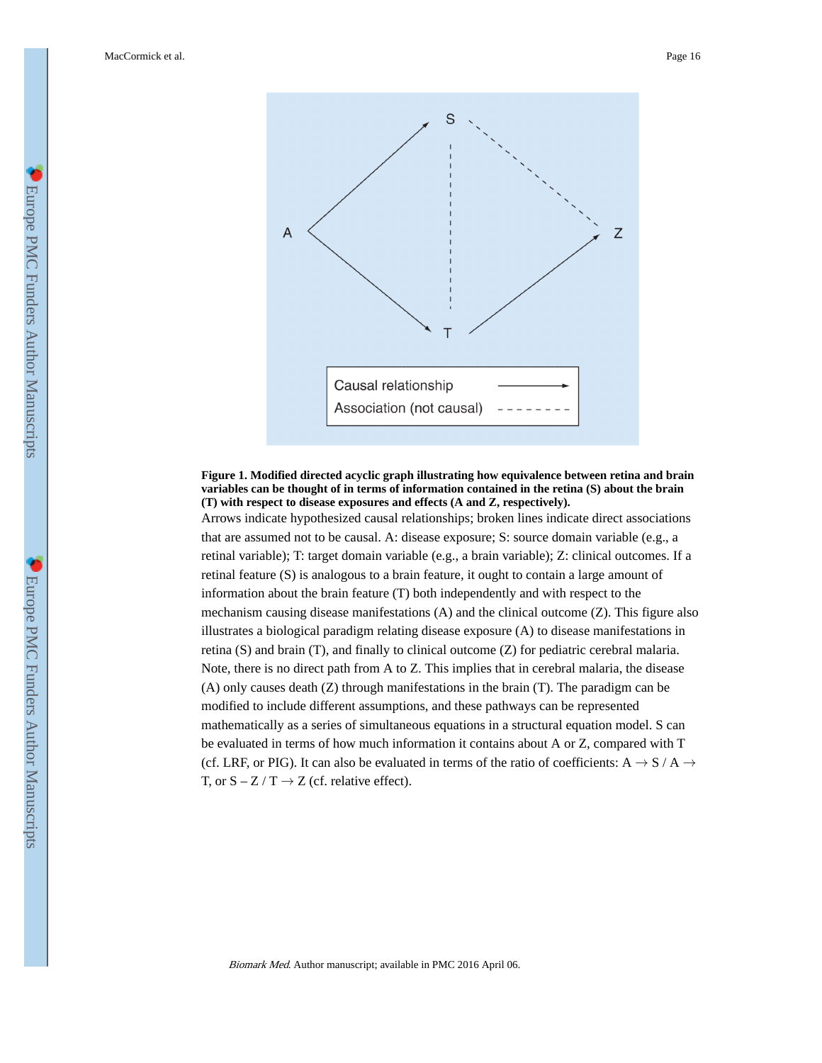**Figure 1. Modified directed acyclic graph illustrating how equivalence between retina and brain variables can be thought of in terms of information contained in the retina (S) about the brain (T) with respect to disease exposures and effects (A and Z, respectively).**

Arrows indicate hypothesized causal relationships; broken lines indicate direct associations that are assumed not to be causal. A: disease exposure; S: source domain variable (e.g., a retinal variable); T: target domain variable (e.g., a brain variable); Z: clinical outcomes. If a retinal feature (S) is analogous to a brain feature, it ought to contain a large amount of information about the brain feature (T) both independently and with respect to the mechanism causing disease manifestations (A) and the clinical outcome (Z). This figure also illustrates a biological paradigm relating disease exposure (A) to disease manifestations in retina (S) and brain (T), and finally to clinical outcome (Z) for pediatric cerebral malaria. Note, there is no direct path from A to Z. This implies that in cerebral malaria, the disease (A) only causes death (Z) through manifestations in the brain (T). The paradigm can be modified to include different assumptions, and these pathways can be represented mathematically as a series of simultaneous equations in a structural equation model. S can be evaluated in terms of how much information it contains about A or Z, compared with T (cf. LRF, or PIG). It can also be evaluated in terms of the ratio of coefficients: $A \rightarrow S / A \rightarrow T$, or $S - Z / T \rightarrow Z$ (cf. relative effect).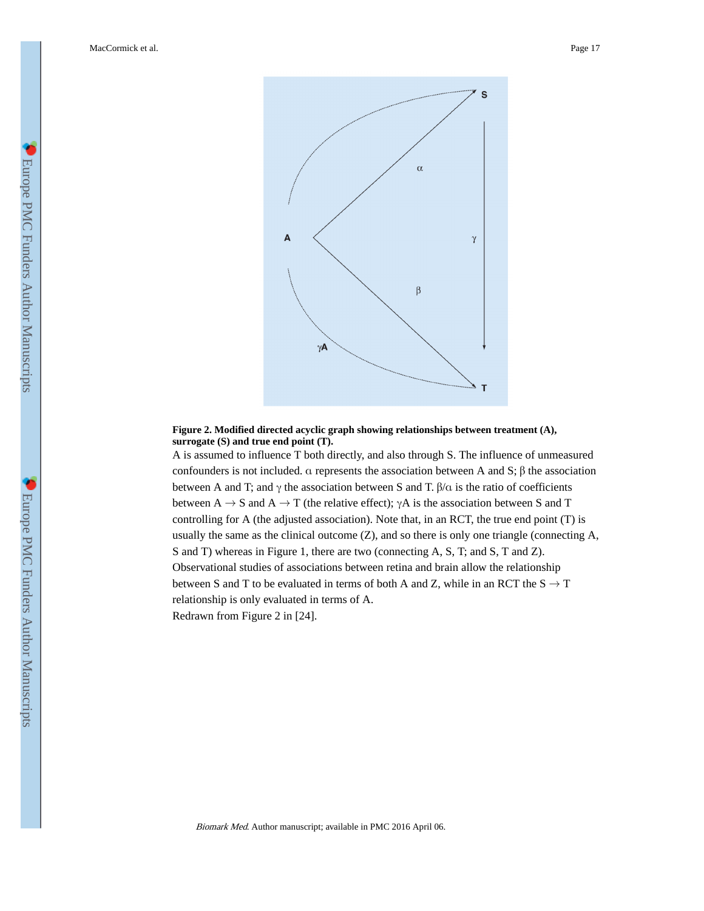**Figure 2. Modified directed acyclic graph showing relationships between treatment (A), surrogate (S) and true end point (T).**

A is assumed to influence T both directly, and also through S. The influence of unmeasured confounders is not included. $\alpha$ represents the association between A and S; $\beta$ the association between A and T; and $\gamma$ the association between S and T. $\beta/\alpha$ is the ratio of coefficients between A $\rightarrow$ S and A $\rightarrow$ T (the relative effect); $\gamma A$ is the association between S and T controlling for A (the adjusted association). Note that, in an RCT, the true end point (T) is usually the same as the clinical outcome (Z), and so there is only one triangle (connecting A, S and T) whereas in Figure 1, there are two (connecting A, S, T; and S, T and Z). Observational studies of associations between retina and brain allow the relationship between S and T to be evaluated in terms of both A and Z, while in an RCT the S $\rightarrow$ T relationship is only evaluated in terms of A.

Redrawn from Figure 2 in [24].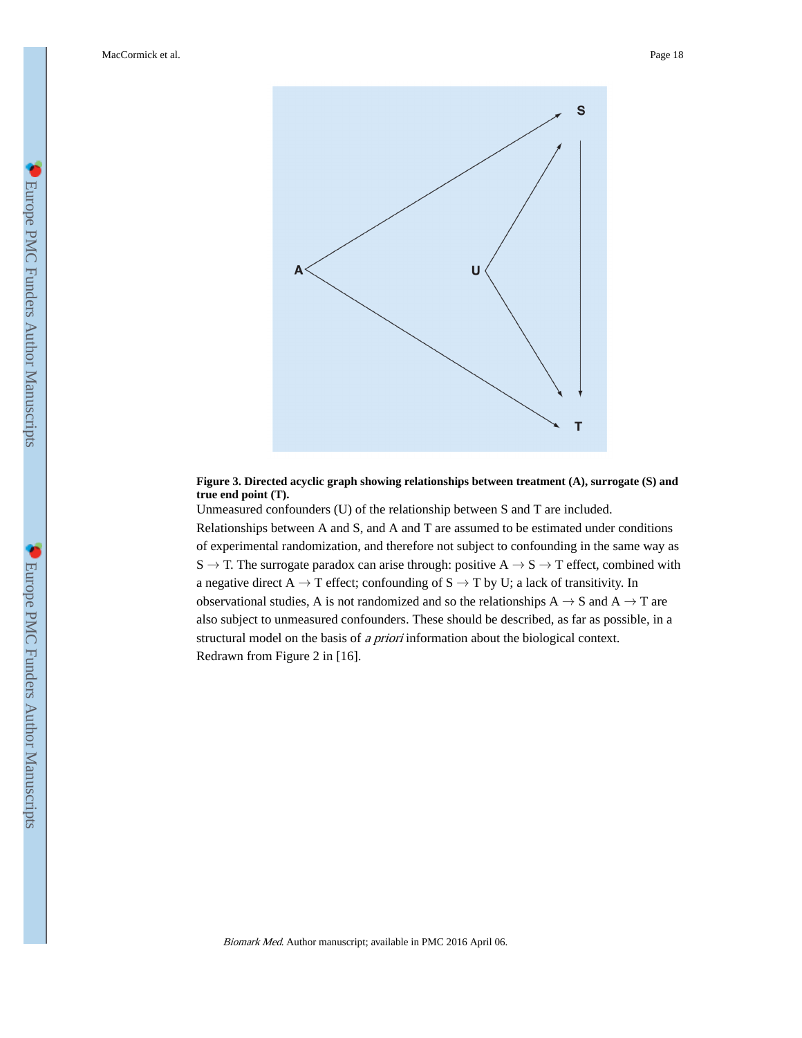**Figure 3. Directed acyclic graph showing relationships between treatment (A), surrogate (S) and true end point (T).**

Unmeasured confounders (U) of the relationship between S and T are included. Relationships between A and S, and A and T are assumed to be estimated under conditions of experimental randomization, and therefore not subject to confounding in the same way as S → T. The surrogate paradox can arise through: positive A → S → T effect, combined with a negative direct A → T effect; confounding of S → T by U; a lack of transitivity. In observational studies, A is not randomized and so the relationships A → S and A → T are also subject to unmeasured confounders. These should be described, as far as possible, in a structural model on the basis of *a priori* information about the biological context. Redrawn from Figure 2 in [16].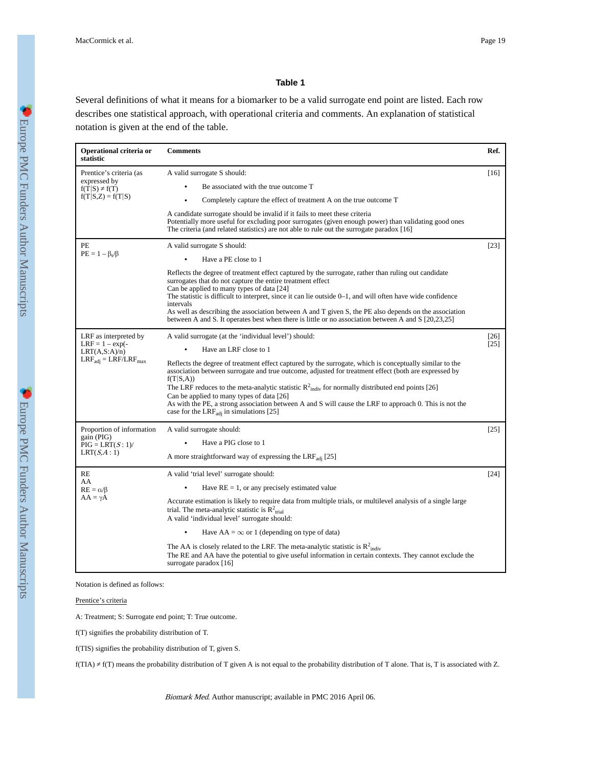**Table 1**

Several definitions of what it means for a biomarker to be a valid surrogate end point are listed. Each row describes one statistical approach, with operational criteria and comments. An explanation of statistical notation is given at the end of the table.

| Operational criteria or statistic | Comments | Ref. |
| --- | --- | --- |
| Prentice's criteria (as expressed by $f(T\|S) \neq f(T)$ $f(T\|S,Z) = f(T\|S)$ | A valid surrogate S should:<br>• Be associated with the true outcome T<br>• Completely capture the effect of treatment A on the true outcome T<br>A candidate surrogate should be invalid if it fails to meet these criteria<br>Potentially more useful for excluding poor surrogates (given enough power) than validating good ones<br>The criteria (and related statistics) are not able to rule out the surrogate paradox [16] | [16] |
| PE<br>$PE = 1 - \beta_s/\beta$ | A valid surrogate S should:<br>• Have a PE close to 1<br>Reflects the degree of treatment effect captured by the surrogate, rather than ruling out candidate surrogates that do not capture the entire treatment effect<br>Can be applied to many types of data [24]<br>The statistic is difficult to interpret, since it can lie outside 0–1, and will often have wide confidence intervals<br>As well as describing the association between A and T given S, the PE also depends on the association between A and S. It operates best when there is little or no association between A and S [20,23,25] | [23] |
| LRF as interpreted by<br>$LRF = 1 - \exp(-LRT(A,S{:}A)/n)$<br>$LRF_{adj} = LRF/LRF_{max}$ | A valid surrogate (at the 'individual level') should:<br>• Have an LRF close to 1<br>Reflects the degree of treatment effect captured by the surrogate, which is conceptually similar to the association between surrogate and true outcome, adjusted for treatment effect (both are expressed by $f(T\|S,A)$)<br>The LRF reduces to the meta-analytic statistic $R^2_{indiv}$ for normally distributed end points [26]<br>Can be applied to many types of data [26]<br>As with the PE, a strong association between A and S will cause the LRF to approach 0. This is not the case for the $LRF_{adj}$ in simulations [25] | [26]<br>[25] |
| Proportion of information gain (PIG)<br>$PIG = LRT(S:1)/LRT(S,A:1)$ | A valid surrogate should:<br>• Have a PIG close to 1<br>A more straightforward way of expressing the $LRF_{adj}$ [25] | [25] |
| RE<br>AA<br>$RE = \alpha/\beta$<br>$AA = \gamma A$ | A valid 'trial level' surrogate should:<br>• Have RE = 1, or any precisely estimated value<br>Accurate estimation is likely to require data from multiple trials, or multilevel analysis of a single large trial. The meta-analytic statistic is $R^2_{trial}$<br>A valid 'individual level' surrogate should:<br>• Have $AA = \infty$ or 1 (depending on type of data)<br>The AA is closely related to the LRF. The meta-analytic statistic is $R^2_{indiv}$<br>The RE and AA have the potential to give useful information in certain contexts. They cannot exclude the surrogate paradox [16] | [24] |

Notation is defined as follows:

Prentice's criteria

A: Treatment; S: Surrogate end point; T: True outcome.

f(T) signifies the probability distribution of T.

f(T|S) signifies the probability distribution of T, given S.

$f(T|A) \neq f(T)$ means the probability distribution of T given A is not equal to the probability distribution of T alone. That is, T is associated with Z.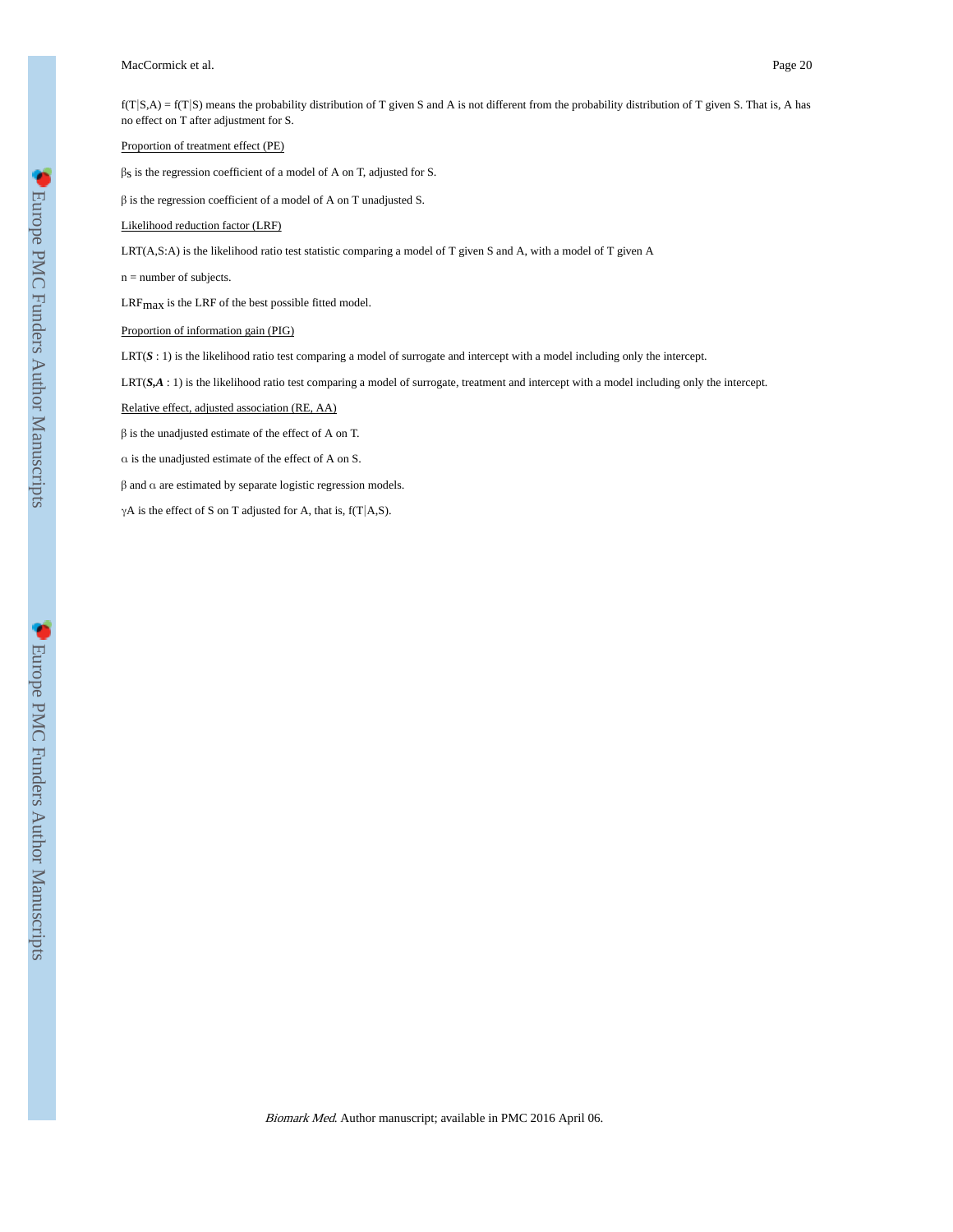$f(T|S,A) = f(T|S)$ means the probability distribution of T given S and A is not different from the probability distribution of T given S. That is, A has no effect on T after adjustment for S.

Proportion of treatment effect (PE)

$\beta_S$ is the regression coefficient of a model of A on T, adjusted for S.

$\beta$ is the regression coefficient of a model of A on T unadjusted S.

Likelihood reduction factor (LRF)

LRT(A,S:A) is the likelihood ratio test statistic comparing a model of T given S and A, with a model of T given A

n = number of subjects.

$LRF_{max}$ is the LRF of the best possible fitted model.

Proportion of information gain (PIG)

LRT(***S*** : 1) is the likelihood ratio test comparing a model of surrogate and intercept with a model including only the intercept.

LRT(***S,A*** : 1) is the likelihood ratio test comparing a model of surrogate, treatment and intercept with a model including only the intercept.

Relative effect, adjusted association (RE, AA)

$\beta$ is the unadjusted estimate of the effect of A on T.

$\alpha$ is the unadjusted estimate of the effect of A on S.

$\beta$ and $\alpha$ are estimated by separate logistic regression models.

$\gamma A$ is the effect of S on T adjusted for A, that is, $f(T|A,S)$.